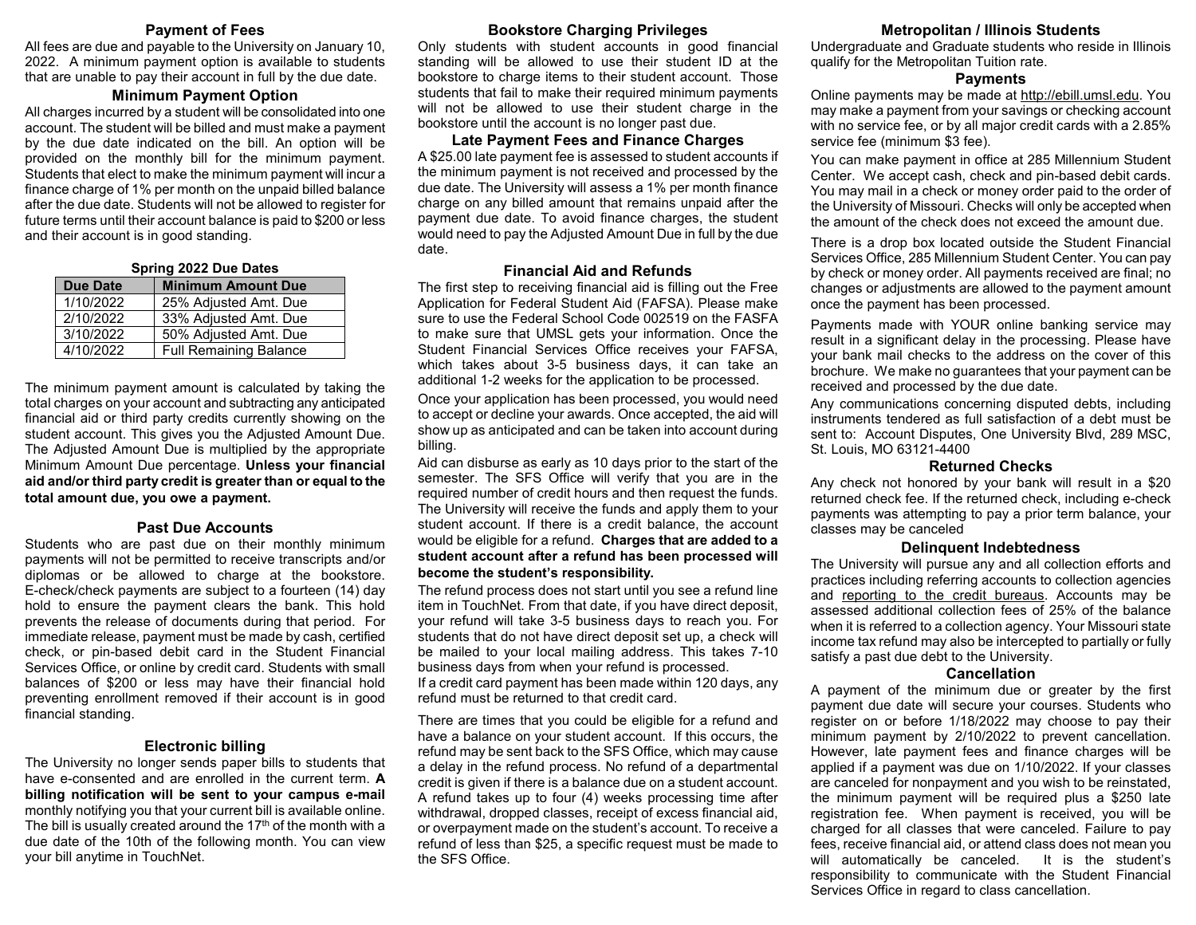## Payment of Fees

All fees are due and payable to the University on January 10, 2022. A minimum payment option is available to students that are unable to pay their account in full by the due date.

## Minimum Payment Option

All charges incurred by a student will be consolidated into one account. The student will be billed and must make a payment by the due date indicated on the bill. An option will be provided on the monthly bill for the minimum payment. Students that elect to make the minimum payment will incur a finance charge of 1% per month on the unpaid billed balance after the due date. Students will not be allowed to register for future terms until their account balance is paid to $200 or less and their account is in good standing.

**Spring 2022 Due Dates**

| Due Date | Minimum Amount Due |
|---|---|
| 1/10/2022 | 25% Adjusted Amt. Due |
| 2/10/2022 | 33% Adjusted Amt. Due |
| 3/10/2022 | 50% Adjusted Amt. Due |
| 4/10/2022 | Full Remaining Balance |

The minimum payment amount is calculated by taking the total charges on your account and subtracting any anticipated financial aid or third party credits currently showing on the student account. This gives you the Adjusted Amount Due. The Adjusted Amount Due is multiplied by the appropriate Minimum Amount Due percentage. **Unless your financial aid and/or third party credit is greater than or equal to the total amount due, you owe a payment.**

## Past Due Accounts

Students who are past due on their monthly minimum payments will not be permitted to receive transcripts and/or diplomas or be allowed to charge at the bookstore. E-check/check payments are subject to a fourteen (14) day hold to ensure the payment clears the bank. This hold prevents the release of documents during that period. For immediate release, payment must be made by cash, certified check, or pin-based debit card in the Student Financial Services Office, or online by credit card. Students with small balances of $200 or less may have their financial hold preventing enrollment removed if their account is in good financial standing.

## Electronic billing

The University no longer sends paper bills to students that have e-consented and are enrolled in the current term. **A billing notification will be sent to your campus e-mail** monthly notifying you that your current bill is available online. The bill is usually created around the 17th of the month with a due date of the 10th of the following month. You can view your bill anytime in TouchNet.

## Bookstore Charging Privileges

Only students with student accounts in good financial standing will be allowed to use their student ID at the bookstore to charge items to their student account. Those students that fail to make their required minimum payments will not be allowed to use their student charge in the bookstore until the account is no longer past due.

## Late Payment Fees and Finance Charges

A $25.00 late payment fee is assessed to student accounts if the minimum payment is not received and processed by the due date. The University will assess a 1% per month finance charge on any billed amount that remains unpaid after the payment due date. To avoid finance charges, the student would need to pay the Adjusted Amount Due in full by the due date.

## Financial Aid and Refunds

The first step to receiving financial aid is filling out the Free Application for Federal Student Aid (FAFSA). Please make sure to use the Federal School Code 002519 on the FASFA to make sure that UMSL gets your information. Once the Student Financial Services Office receives your FAFSA, which takes about 3-5 business days, it can take an additional 1-2 weeks for the application to be processed.

Once your application has been processed, you would need to accept or decline your awards. Once accepted, the aid will show up as anticipated and can be taken into account during billing.

Aid can disburse as early as 10 days prior to the start of the semester. The SFS Office will verify that you are in the required number of credit hours and then request the funds. The University will receive the funds and apply them to your student account. If there is a credit balance, the account would be eligible for a refund. **Charges that are added to a student account after a refund has been processed will become the student's responsibility.**

The refund process does not start until you see a refund line item in TouchNet. From that date, if you have direct deposit, your refund will take 3-5 business days to reach you. For students that do not have direct deposit set up, a check will be mailed to your local mailing address. This takes 7-10 business days from when your refund is processed.

If a credit card payment has been made within 120 days, any refund must be returned to that credit card.

There are times that you could be eligible for a refund and have a balance on your student account. If this occurs, the refund may be sent back to the SFS Office, which may cause a delay in the refund process. No refund of a departmental credit is given if there is a balance due on a student account. A refund takes up to four (4) weeks processing time after withdrawal, dropped classes, receipt of excess financial aid, or overpayment made on the student's account. To receive a refund of less than $25, a specific request must be made to the SFS Office.

## Metropolitan / Illinois Students

Undergraduate and Graduate students who reside in Illinois qualify for the Metropolitan Tuition rate.

## Payments

Online payments may be made at http://ebill.umsl.edu. You may make a payment from your savings or checking account with no service fee, or by all major credit cards with a 2.85% service fee (minimum $3 fee).

You can make payment in office at 285 Millennium Student Center. We accept cash, check and pin-based debit cards. You may mail in a check or money order paid to the order of the University of Missouri. Checks will only be accepted when the amount of the check does not exceed the amount due.

There is a drop box located outside the Student Financial Services Office, 285 Millennium Student Center. You can pay by check or money order. All payments received are final; no changes or adjustments are allowed to the payment amount once the payment has been processed.

Payments made with YOUR online banking service may result in a significant delay in the processing. Please have your bank mail checks to the address on the cover of this brochure. We make no guarantees that your payment can be received and processed by the due date.

Any communications concerning disputed debts, including instruments tendered as full satisfaction of a debt must be sent to: Account Disputes, One University Blvd, 289 MSC, St. Louis, MO 63121-4400

## Returned Checks

Any check not honored by your bank will result in a $20 returned check fee. If the returned check, including e-check payments was attempting to pay a prior term balance, your classes may be canceled

## Delinquent Indebtedness

The University will pursue any and all collection efforts and practices including referring accounts to collection agencies and reporting to the credit bureaus. Accounts may be assessed additional collection fees of 25% of the balance when it is referred to a collection agency. Your Missouri state income tax refund may also be intercepted to partially or fully satisfy a past due debt to the University.

## Cancellation

A payment of the minimum due or greater by the first payment due date will secure your courses. Students who register on or before 1/18/2022 may choose to pay their minimum payment by 2/10/2022 to prevent cancellation. However, late payment fees and finance charges will be applied if a payment was due on 1/10/2022. If your classes are canceled for nonpayment and you wish to be reinstated, the minimum payment will be required plus a $250 late registration fee. When payment is received, you will be charged for all classes that were canceled. Failure to pay fees, receive financial aid, or attend class does not mean you will automatically be canceled. It is the student's responsibility to communicate with the Student Financial Services Office in regard to class cancellation.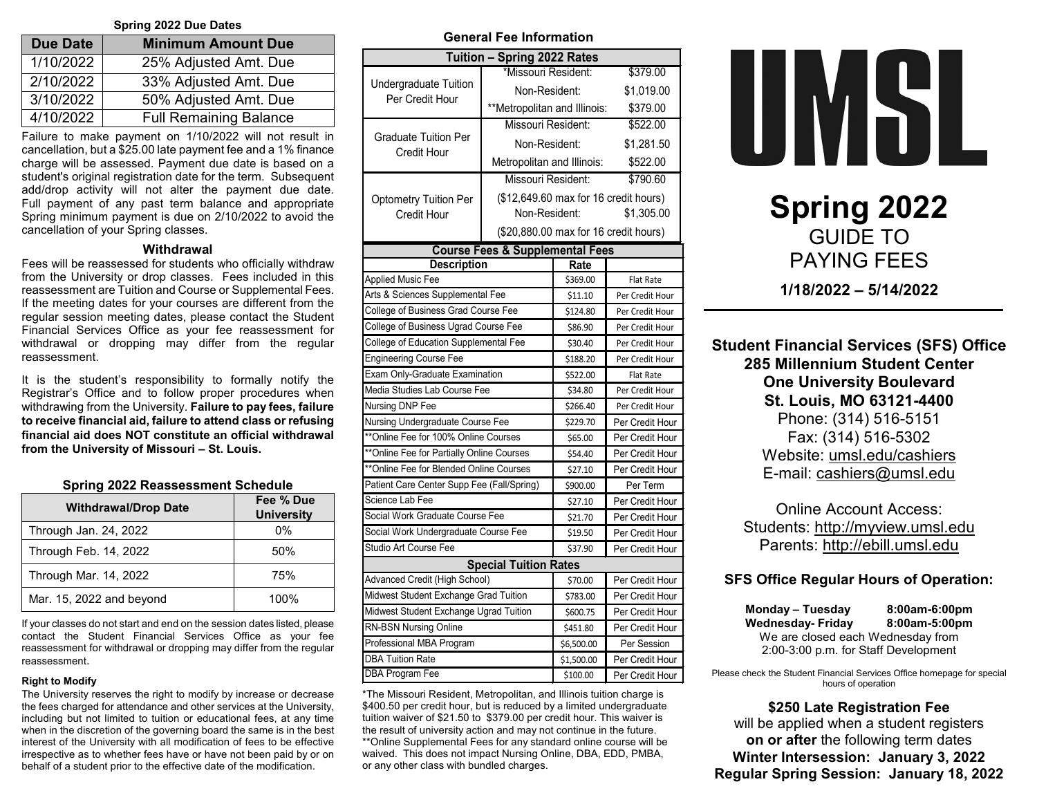**Spring 2022 Due Dates**

| Due Date | Minimum Amount Due |
|---|---|
| 1/10/2022 | 25% Adjusted Amt. Due |
| 2/10/2022 | 33% Adjusted Amt. Due |
| 3/10/2022 | 50% Adjusted Amt. Due |
| 4/10/2022 | Full Remaining Balance |

Failure to make payment on 1/10/2022 will not result in cancellation, but a $25.00 late payment fee and a 1% finance charge will be assessed. Payment due date is based on a student's original registration date for the term. Subsequent add/drop activity will not alter the payment due date. Full payment of any past term balance and appropriate Spring minimum payment is due on 2/10/2022 to avoid the cancellation of your Spring classes.

### Withdrawal

Fees will be reassessed for students who officially withdraw from the University or drop classes. Fees included in this reassessment are Tuition and Course or Supplemental Fees. If the meeting dates for your courses are different from the regular session meeting dates, please contact the Student Financial Services Office as your fee reassessment for withdrawal or dropping may differ from the regular reassessment.

It is the student's responsibility to formally notify the Registrar's Office and to follow proper procedures when withdrawing from the University. **Failure to pay fees, failure to receive financial aid, failure to attend class or refusing financial aid does NOT constitute an official withdrawal from the University of Missouri – St. Louis.**

### Spring 2022 Reassessment Schedule

| Withdrawal/Drop Date | Fee % Due University |
|---|---|
| Through Jan. 24, 2022 | 0% |
| Through Feb. 14, 2022 | 50% |
| Through Mar. 14, 2022 | 75% |
| Mar. 15, 2022 and beyond | 100% |

If your classes do not start and end on the session dates listed, please contact the Student Financial Services Office as your fee reassessment for withdrawal or dropping may differ from the regular reassessment.

**Right to Modify**

The University reserves the right to modify by increase or decrease the fees charged for attendance and other services at the University, including but not limited to tuition or educational fees, at any time when in the discretion of the governing board the same is in the best interest of the University with all modification of fees to be effective irrespective as to whether fees have or have not been paid by or on behalf of a student prior to the effective date of the modification.

### General Fee Information

| Tuition – Spring 2022 Rates | | |
|---|---|---|
| Undergraduate Tuition Per Credit Hour | *Missouri Resident: | $379.00 |
| | Non-Resident: | $1,019.00 |
| | **Metropolitan and Illinois: | $379.00 |
| Graduate Tuition Per Credit Hour | Missouri Resident: | $522.00 |
| | Non-Resident: | $1,281.50 |
| | Metropolitan and Illinois: | $522.00 |
| Optometry Tuition Per Credit Hour | Missouri Resident: | $790.60 |
| | ($12,649.60 max for 16 credit hours) | |
| | Non-Resident: | $1,305.00 |
| | ($20,880.00 max for 16 credit hours) | |

| Description | Rate | |
|---|---|---|
| **Course Fees & Supplemental Fees** | | |
| Applied Music Fee | $369.00 | Flat Rate |
| Arts & Sciences Supplemental Fee | $11.10 | Per Credit Hour |
| College of Business Grad Course Fee | $124.80 | Per Credit Hour |
| College of Business Ugrad Course Fee | $86.90 | Per Credit Hour |
| College of Education Supplemental Fee | $30.40 | Per Credit Hour |
| Engineering Course Fee | $188.20 | Per Credit Hour |
| Exam Only-Graduate Examination | $522.00 | Flat Rate |
| Media Studies Lab Course Fee | $34.80 | Per Credit Hour |
| Nursing DNP Fee | $266.40 | Per Credit Hour |
| Nursing Undergraduate Course Fee | $229.70 | Per Credit Hour |
| **Online Fee for 100% Online Courses | $65.00 | Per Credit Hour |
| **Online Fee for Partially Online Courses | $54.40 | Per Credit Hour |
| **Online Fee for Blended Online Courses | $27.10 | Per Credit Hour |
| Patient Care Center Supp Fee (Fall/Spring) | $900.00 | Per Term |
| Science Lab Fee | $27.10 | Per Credit Hour |
| Social Work Graduate Course Fee | $21.70 | Per Credit Hour |
| Social Work Undergraduate Course Fee | $19.50 | Per Credit Hour |
| Studio Art Course Fee | $37.90 | Per Credit Hour |
| **Special Tuition Rates** | | |
| Advanced Credit (High School) | $70.00 | Per Credit Hour |
| Midwest Student Exchange Grad Tuition | $783.00 | Per Credit Hour |
| Midwest Student Exchange Ugrad Tuition | $600.75 | Per Credit Hour |
| RN-BSN Nursing Online | $451.80 | Per Credit Hour |
| Professional MBA Program | $6,500.00 | Per Session |
| DBA Tuition Rate | $1,500.00 | Per Credit Hour |
| DBA Program Fee | $100.00 | Per Credit Hour |

*The Missouri Resident, Metropolitan, and Illinois tuition charge is $400.50 per credit hour, but is reduced by a limited undergraduate tuition waiver of $21.50 to $379.00 per credit hour. This waiver is the result of university action and may not continue in the future.
**Online Supplemental Fees for any standard online course will be waived. This does not impact Nursing Online, DBA, EDD, PMBA, or any other class with bundled charges.

# UMSL

# Spring 2022
## GUIDE TO PAYING FEES

**1/18/2022 – 5/14/2022**

**Student Financial Services (SFS) Office**
**285 Millennium Student Center**
**One University Boulevard**
**St. Louis, MO 63121-4400**
Phone: (314) 516-5151
Fax: (314) 516-5302
Website: umsl.edu/cashiers
E-mail: cashiers@umsl.edu

Online Account Access:
Students: http://myview.umsl.edu
Parents: http://ebill.umsl.edu

**SFS Office Regular Hours of Operation:**

**Monday – Tuesday** **8:00am-6:00pm**
**Wednesday- Friday** **8:00am-5:00pm**
We are closed each Wednesday from 2:00-3:00 p.m. for Staff Development

Please check the Student Financial Services Office homepage for special hours of operation

**$250 Late Registration Fee**
will be applied when a student registers **on or after** the following term dates
**Winter Intersession: January 3, 2022**
**Regular Spring Session: January 18, 2022**